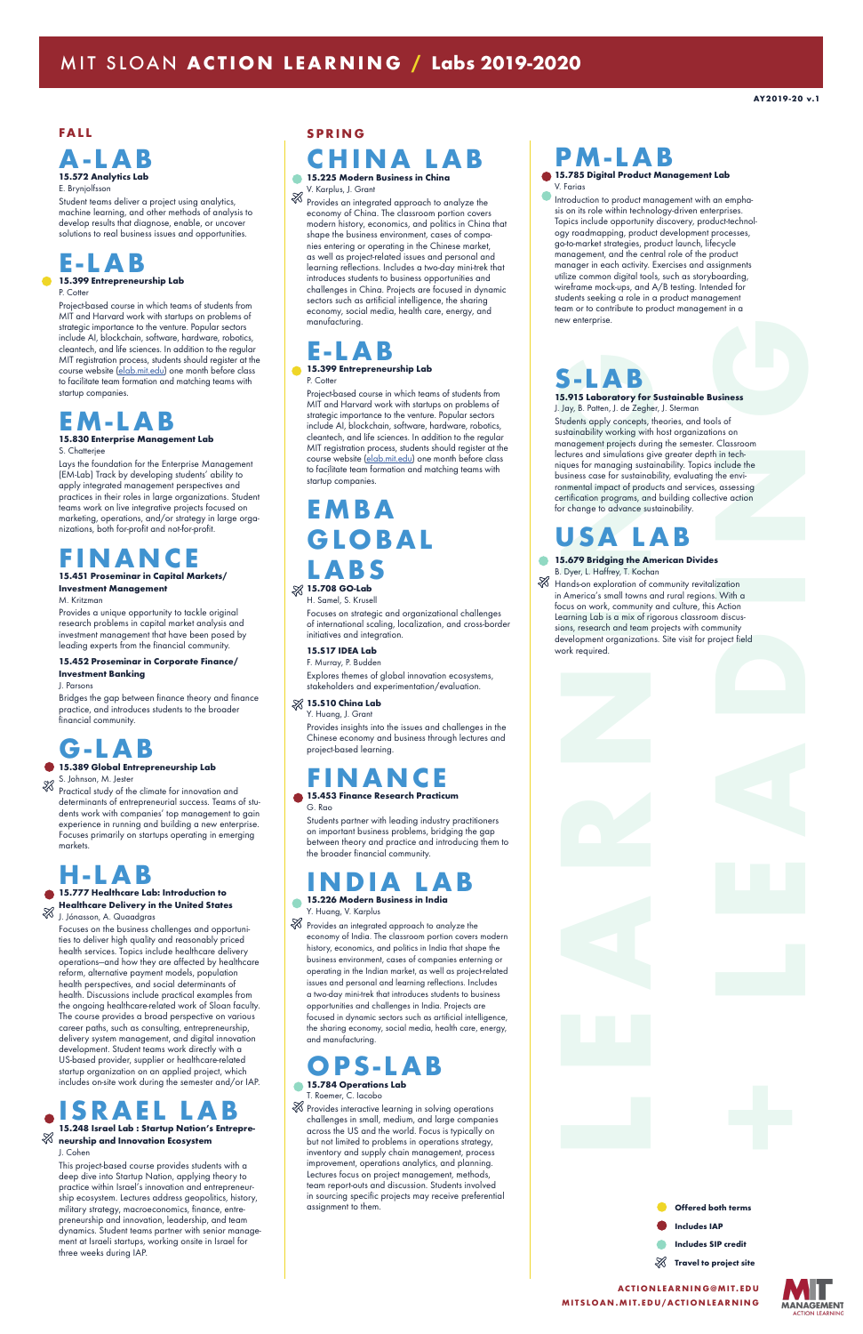# MIT SLOAN ACTION LEARNING / Labs 2019-2020

**AY2019-20 v.1**

## FALL

### A-LAB

**15.572 Analytics Lab**
E. Brynjolfsson

Student teams deliver a project using analytics, machine learning, and other methods of analysis to develop results that diagnose, enable, or uncover solutions to real business issues and opportunities.

### E-LAB

**15.399 Entrepreneurship Lab** (Offered both terms)
P. Cotter

Project-based course in which teams of students from MIT and Harvard work with startups on problems of strategic importance to the venture. Popular sectors include AI, blockchain, software, hardware, robotics, cleantech, and life sciences. In addition to the regular MIT registration process, students should register at the course website (elab.mit.edu) one month before class to facilitate team formation and matching teams with startup companies.

### EM-LAB

**15.830 Enterprise Management Lab**
S. Chatterjee

Lays the foundation for the Enterprise Management (EM-Lab) Track by developing students' ability to apply integrated management perspectives and practices in their roles in large organizations. Student teams work on live integrative projects focused on marketing, operations, and/or strategy in large organizations, both for-profit and not-for-profit.

### FINANCE

**15.451 Proseminar in Capital Markets/ Investment Management**
M. Kritzman

Provides a unique opportunity to tackle original research problems in capital market analysis and investment management that have been posed by leading experts from the financial community.

**15.452 Proseminar in Corporate Finance/ Investment Banking**
J. Parsons

Bridges the gap between finance theory and finance practice, and introduces students to the broader financial community.

### G-LAB

**15.389 Global Entrepreneurship Lab** (Includes IAP; Travel to project site)
S. Johnson, M. Jester

Practical study of the climate for innovation and determinants of entrepreneurial success. Teams of students work with companies' top management to gain experience in running and building a new enterprise. Focuses primarily on startups operating in emerging markets.

### H-LAB

**15.777 Healthcare Lab: Introduction to Healthcare Delivery in the United States** (Includes IAP; Travel to project site)
J. Jónasson, A. Quaadgras

Focuses on the business challenges and opportunities to deliver high quality and reasonably priced health services. Topics include healthcare delivery operations—and how they are affected by healthcare reform, alternative payment models, population health perspectives, and social determinants of health. Discussions include practical examples from the ongoing healthcare-related work of Sloan faculty. The course provides a broad perspective on various career paths, such as consulting, entrepreneurship, delivery system management, and digital innovation development. Student teams work directly with a US-based provider, supplier or healthcare-related startup organization on an applied project, which includes on-site work during the semester and/or IAP.

### ISRAEL LAB

**15.248 Israel Lab : Startup Nation's Entrepreneurship and Innovation Ecosystem** (Includes IAP; Travel to project site)
J. Cohen

This project-based course provides students with a deep dive into Startup Nation, applying theory to practice within Israel's innovation and entrepreneurship ecosystem. Lectures address geopolitics, history, military strategy, macroeconomics, finance, entrepreneurship and innovation, leadership, and team dynamics. Student teams partner with senior management at Israeli startups, working onsite in Israel for three weeks during IAP.

## SPRING

### CHINA LAB

**15.225 Modern Business in China** (Includes SIP credit; Travel to project site)
V. Karplus, J. Grant

Provides an integrated approach to analyze the economy of China. The classroom portion covers modern history, economics, and politics in China that shape the business environment, cases of companies entering or operating in the Chinese market, as well as project-related issues and personal and learning reflections. Includes a two-day mini-trek that introduces students to business opportunities and challenges in China. Projects are focused in dynamic sectors such as artificial intelligence, the sharing economy, social media, health care, energy, and manufacturing.

### E-LAB

**15.399 Entrepreneurship Lab** (Offered both terms)
P. Cotter

Project-based course in which teams of students from MIT and Harvard work with startups on problems of strategic importance to the venture. Popular sectors include AI, blockchain, software, hardware, robotics, cleantech, and life sciences. In addition to the regular MIT registration process, students should register at the course website (elab.mit.edu) one month before class to facilitate team formation and matching teams with startup companies.

### EMBA GLOBAL LABS

**15.708 GO-Lab** (Travel to project site)
H. Samel, S. Krusell

Focuses on strategic and organizational challenges of international scaling, localization, and cross-border initiatives and integration.

**15.517 IDEA Lab**
F. Murray, P. Budden

Explores themes of global innovation ecosystems, stakeholders and experimentation/evaluation.

**15.510 China Lab** (Travel to project site)
Y. Huang, J. Grant

Provides insights into the issues and challenges in the Chinese economy and business through lectures and project-based learning.

### FINANCE

**15.453 Finance Research Practicum** (Includes IAP)
G. Rao

Students partner with leading industry practitioners on important business problems, bridging the gap between theory and practice and introducing them to the broader financial community.

### INDIA LAB

**15.226 Modern Business in India** (Includes SIP credit; Travel to project site)
Y. Huang, V. Karplus

Provides an integrated approach to analyze the economy of India. The classroom portion covers modern history, economics, and politics in India that shape the business environment, cases of companies entering or operating in the Indian market, as well as project-related issues and personal and learning reflections. Includes a two-day mini-trek that introduces students to business opportunities and challenges in India. Projects are focused in dynamic sectors such as artificial intelligence, the sharing economy, social media, health care, energy, and manufacturing.

### OPS-LAB

**15.784 Operations Lab** (Includes SIP credit; Travel to project site)
T. Roemer, C. Iacobo

Provides interactive learning in solving operations challenges in small, medium, and large companies across the US and the world. Focus is typically on but not limited to problems in operations strategy, inventory and supply chain management, process improvement, operations analytics, and planning. Lectures focus on project management, methods, team report-outs and discussion. Students involved in sourcing specific projects may receive preferential assignment to them.

### PM-LAB

**15.785 Digital Product Management Lab** (Includes IAP; Includes SIP credit)
V. Farias

Introduction to product management with an emphasis on its role within technology-driven enterprises. Topics include opportunity discovery, product-technology roadmapping, product development processes, go-to-market strategies, product launch, lifecycle management, and the central role of the product manager in each activity. Exercises and assignments utilize common digital tools, such as storyboarding, wireframe mock-ups, and A/B testing. Intended for students seeking a role in a product management team or to contribute to product management in a new enterprise.

### S-LAB

**15.915 Laboratory for Sustainable Business**
J. Jay, B. Patten, J. de Zegher, J. Sterman

Students apply concepts, theories, and tools of sustainability working with host organizations on management projects during the semester. Classroom lectures and simulations give greater depth in techniques for managing sustainability. Topics include the business case for sustainability, evaluating the environmental impact of products and services, assessing certification programs, and building collective action for change to advance sustainability.

### USA LAB

**15.679 Bridging the American Divides** (Includes SIP credit; Travel to project site)
B. Dyer, L. Haffrey, T. Kochan

Hands-on exploration of community revitalization in America's small towns and rural regions. With a focus on work, community and culture, this Action Learning Lab is a mix of rigorous classroom discussions, research and team projects with community development organizations. Site visit for project field work required.

---

**Legend:**
- Offered both terms
- Includes IAP
- Includes SIP credit
- Travel to project site

ACTIONLEARNING@MIT.EDU
MITSLOAN.MIT.EDU/ACTIONLEARNING

MIT MANAGEMENT ACTION LEARNING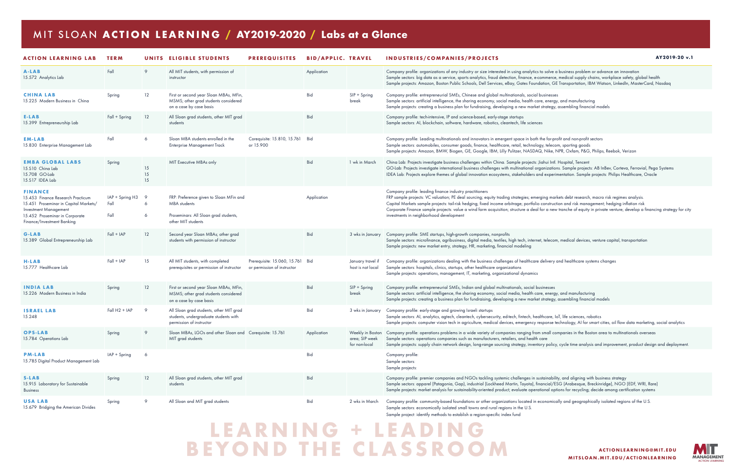# MIT SLOAN ACTION LEARNING / AY2019-2020 / Labs at a Glance

AY2019-20 v.1

| ACTION LEARNING LAB | TERM | UNITS | ELIGIBLE STUDENTS | PREREQUISITES | BID/APPLIC. | TRAVEL | INDUSTRIES/COMPANIES/PROJECTS |
|---|---|---|---|---|---|---|---|
| **A-LAB**<br>15.572 Analytics Lab | Fall | 9 | All MIT students, with permission of instructor | | Application | | Company profile: organizations of any industry or size interested in using analytics to solve a business problem or advance an innovation<br>Sample sectors: big data as a service, sports analytics, fraud detection, finance, e-commerce, medical supply chains, workplace safety, global health<br>Sample projects: Amazon, Boston Public Schools, Dell Services, eBay, Gates Foundation, GE Transportation, IBM Watson, LinkedIn, MasterCard, Nasdaq |
| **CHINA LAB**<br>15.225 Modern Business in China | Spring | 12 | First or second year Sloan MBAs, MFin, MSMS; other grad students considered on a case by case basis | | Bid | SIP + Spring break | Company profile: entrepreneurial SMEs, Chinese and global multinationals, social businesses<br>Sample sectors: artificial intelligence, the sharing economy, social media, health care, energy, and manufacturing<br>Sample projects: creating a business plan for fundraising, developing a new market strategy, assembling financial models |
| **E-LAB**<br>15.399 Entrepreneurship Lab | Fall + Spring | 12 | All Sloan grad students, other MIT grad students | | Bid | | Company profile: tech-intensive, IP and science-based, early-stage startups<br>Sample sectors: AI, blockchain, software, hardware, robotics, cleantech, life sciences |
| **EM-LAB**<br>15.830 Enterprise Management Lab | Fall | 6 | Sloan MBA students enrolled in the Enterprise Management Track | Corequisite: 15.810, 15.761 or 15.900 | Bid | | Company profile: Leading multinationals and innovators in emergent space in both the for-profit and non-profit sectors<br>Sample sectors: automobiles, consumer goods, finance, healthcare, retail, technology, telecom, sporting goods<br>Sample projects: Amazon, BMW, Biogen, GE, Google, IBM, Lilly Pulitzer, NASDAQ, Nike, NPR, Oxfam, P&G, Philips, Reebok, Verizon |
| **EMBA GLOBAL LABS**<br>15.S10 China Lab<br>15.708 GO-Lab<br>15.S17 IDEA Lab | Spring | 15<br>15<br>15 | MIT Executive MBAs only | | Bid | 1 wk in March | China Lab: Projects investigate business challenges within China. Sample projects: Jiahui Intl. Hospital, Tencent<br>GO-Lab: Projects investigate international business challenges with multinational organizations. Sample projects: AB InBev, Corteva, Ferrovial, Pega Systems<br>IDEA Lab: Projects explore themes of global innovation ecosystems, stakeholders and experimentation. Sample projects: Philips Healthcare, Oracle |
| **FINANCE**<br>15.453 Finance Research Practicum<br>15.451 Proseminar in Capital Markets/ Investment Management<br>15.452 Proseminar in Corporate Finance/Investment Banking | IAP + Spring H3<br>Fall<br>Fall | 9<br>6<br>6 | FRP: Preference given to Sloan MFin and MBA students<br>Proseminars: All Sloan grad students, other MIT students | | Application | | Company profile: leading finance industry practitioners<br>FRP sample projects: VC valuation; PE deal sourcing; equity trading strategies; emerging markets debt research, macro risk regimes analysis.<br>Capital Markets sample projects: tail-risk hedging; fixed income arbitrage; portfolio construction and risk management; hedging inflation risk<br>Corporate Finance sample projects: value a wind farm acquisition; structure a deal for a new tranche of equity in private venture; develop a financing strategy for city investments in neighborhood development |
| **G-LAB**<br>15.389 Global Entrepreneurship Lab | Fall + IAP | 12 | Second year Sloan MBAs; other grad students with permission of instructor | | Bid | 3 wks in January | Company profile: SME startups, high-growth companies, nonprofits<br>Sample sectors: microfinance, agribusiness, digital media, textiles, high tech, internet, telecom, medical devices, venture capital, transportation<br>Sample projects: new market entry, strategy, HR, marketing, financial modeling |
| **H-LAB**<br>15.777 Healthcare Lab | Fall + IAP | 15 | All MIT students, with completed prerequisites or permission of instructor | Prerequisite: 15.060, 15.761 or permission of instructor | Bid | January travel if host is not local | Company profile: organizations dealing with the business challenges of healthcare delivery and healthcare systems changes<br>Sample sectors: hospitals, clinics, startups, other healthcare organizations<br>Sample projects: operations, management, IT, marketing, organizational dynamics |
| **INDIA LAB**<br>15.226 Modern Business in India | Spring | 12 | First or second year Sloan MBAs, MFin, MSMS; other grad students considered on a case by case basis | | Bid | SIP + Spring break | Company profile: entrepreneurial SMEs, Indian and global multinationals, social businesses<br>Sample sectors: artificial intelligence, the sharing economy, social media, health care, energy, and manufacturing<br>Sample projects: creating a business plan for fundraising, developing a new market strategy, assembling financial models |
| **ISRAEL LAB**<br>15.248 | Fall H2 + IAP | 9 | All Sloan grad students, other MIT grad students, undergraduate students with permission of instructor | | Bid | 3 wks in January | Company profile: early-stage and growing Israeli startups<br>Sample sectors: AI, analytics, agtech, cleantech, cybersecurity, ed-tech, fintech, healthcare, IoT, life sciences, robotics<br>Sample projects: computer vision tech in agriculture, medical devices, emergency response technology, AI for smart cities, oil flow data marketing, social analytics |
| **OPS-LAB**<br>15.784 Operations Lab | Spring | 9 | Sloan MBAs, LGOs and other Sloan and MIT grad students | Corequisite: 15.761 | Application | Weekly in Boston area; SIP week for non-local | Company profile: operations problems in a wide variety of companies ranging from small companies in the Boston area to multinationals overseas<br>Sample sectors: operations companies such as manufacturers, retailers, and health care<br>Sample projects: supply chain network design, long-range sourcing strategy, inventory policy, cycle time analysis and improvement, product design and deployment. |
| **PM-LAB**<br>15.785 Digital Product Management Lab | IAP + Spring | 6 | | | Bid | | Company profile:<br>Sample sectors:<br>Sample projects: |
| **S-LAB**<br>15.915 Laboratory for Sustainable Business | Spring | 12 | All Sloan grad students, other MIT grad students | | Bid | | Company profile: premier companies and NGOs tackling systemic challenges in sustainability, and aligning with business strategy<br>Sample sectors: apparel (Patagonia, Gap), industrial (Lockheed Martin, Toyota), financial/ESG (Arabesque, Breckinridge), NGO (EDF, WRI, Rare)<br>Sample projects: market analysis for sustainability-oriented product; evaluate operational options for recycling; decide among certification systems |
| **USA LAB**<br>15.679 Bridging the American Divides | Spring | 9 | All Sloan and MIT grad students | | Bid | 2 wks in March | Company profile: community-based foundations or other organizations located in economically and geographically isolated regions of the U.S.<br>Sample sectors: economically isolated small towns and rural regions in the U.S.<br>Sample project: identify methods to establish a region-specific index fund |

LEARNING + LEADING
BEYOND THE CLASSROOM

ACTIONLEARNING@MIT.EDU
MITSLOAN.MIT.EDU/ACTIONLEARNING

MIT MANAGEMENT ACTION LEARNING